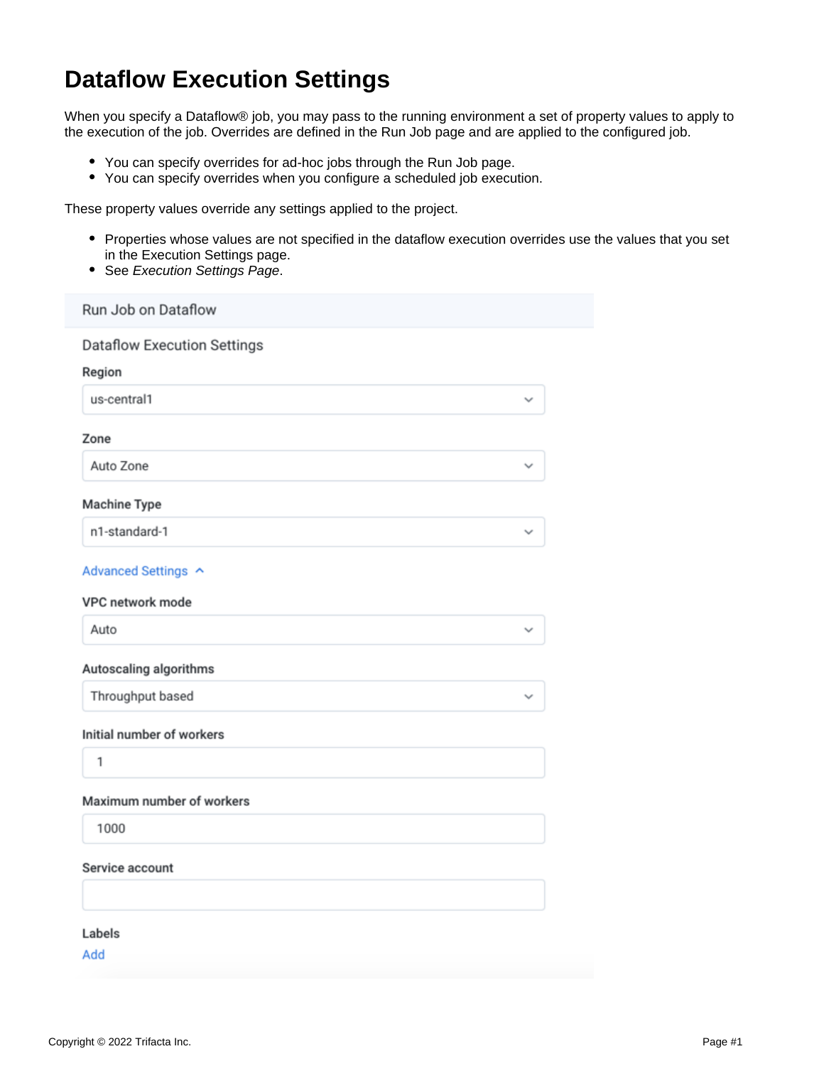# Dataflow Execution Settings

When you specify a Dataflow® job, you may pass to the running environment a set of property values to apply to the execution of the job. Overrides are defined in the Run Job page and are applied to the configured job.

- You can specify overrides for ad-hoc jobs through the Run Job page.
- You can specify overrides when you configure a scheduled job execution.

These property values override any settings applied to the project.

- Properties whose values are not specified in the dataflow execution overrides use the values that you set in the Execution Settings page.
- See *Execution Settings Page*.

Run Job on Dataflow

Dataflow Execution Settings

**Region**

us-central1

**Zone**

Auto Zone

**Machine Type**

n1-standard-1

Advanced Settings

**VPC network mode**

Auto

**Autoscaling algorithms**

Throughput based

**Initial number of workers**

1

**Maximum number of workers**

1000

**Service account**

**Labels**

Add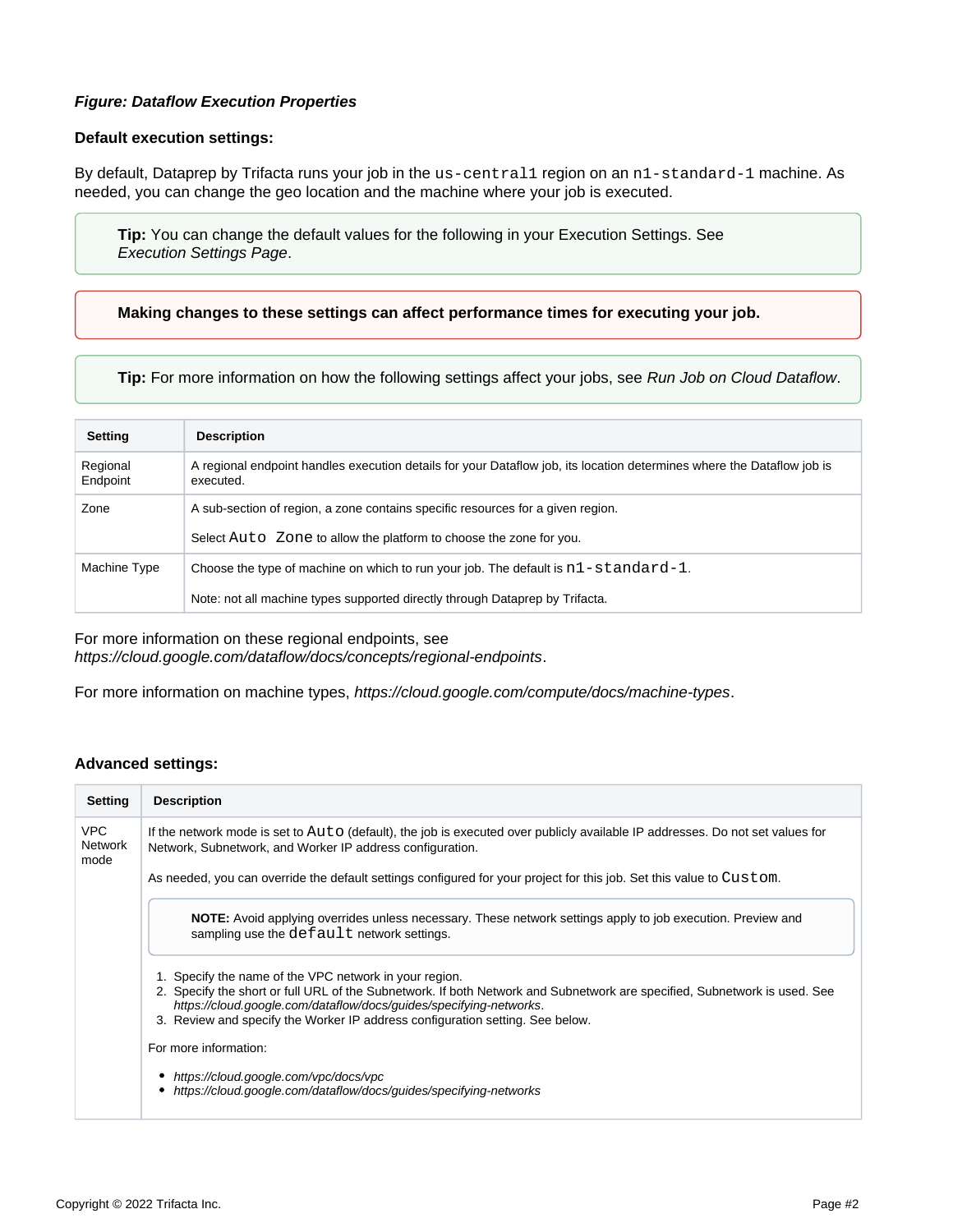***Figure: Dataflow Execution Properties***

**Default execution settings:**

By default, Dataprep by Trifacta runs your job in the `us-central1` region on an `n1-standard-1` machine. As needed, you can change the geo location and the machine where your job is executed.

> **Tip:** You can change the default values for the following in your Execution Settings. See *Execution Settings Page*.

> **Making changes to these settings can affect performance times for executing your job.**

> **Tip:** For more information on how the following settings affect your jobs, see *Run Job on Cloud Dataflow*.

| Setting | Description |
| --- | --- |
| Regional Endpoint | A regional endpoint handles execution details for your Dataflow job, its location determines where the Dataflow job is executed. |
| Zone | A sub-section of region, a zone contains specific resources for a given region.<br><br>Select `Auto Zone` to allow the platform to choose the zone for you. |
| Machine Type | Choose the type of machine on which to run your job. The default is `n1-standard-1`.<br><br>Note: not all machine types supported directly through Dataprep by Trifacta. |

For more information on these regional endpoints, see *https://cloud.google.com/dataflow/docs/concepts/regional-endpoints*.

For more information on machine types, *https://cloud.google.com/compute/docs/machine-types*.

**Advanced settings:**

| Setting | Description |
| --- | --- |
| VPC Network mode | If the network mode is set to `Auto` (default), the job is executed over publicly available IP addresses. Do not set values for Network, Subnetwork, and Worker IP address configuration.<br><br>As needed, you can override the default settings configured for your project for this job. Set this value to `Custom`.<br><br>**NOTE:** Avoid applying overrides unless necessary. These network settings apply to job execution. Preview and sampling use the `default` network settings.<br><br>1. Specify the name of the VPC network in your region.<br>2. Specify the short or full URL of the Subnetwork. If both Network and Subnetwork are specified, Subnetwork is used. See *https://cloud.google.com/dataflow/docs/guides/specifying-networks*.<br>3. Review and specify the Worker IP address configuration setting. See below.<br><br>For more information:<br><br>• *https://cloud.google.com/vpc/docs/vpc*<br>• *https://cloud.google.com/dataflow/docs/guides/specifying-networks* |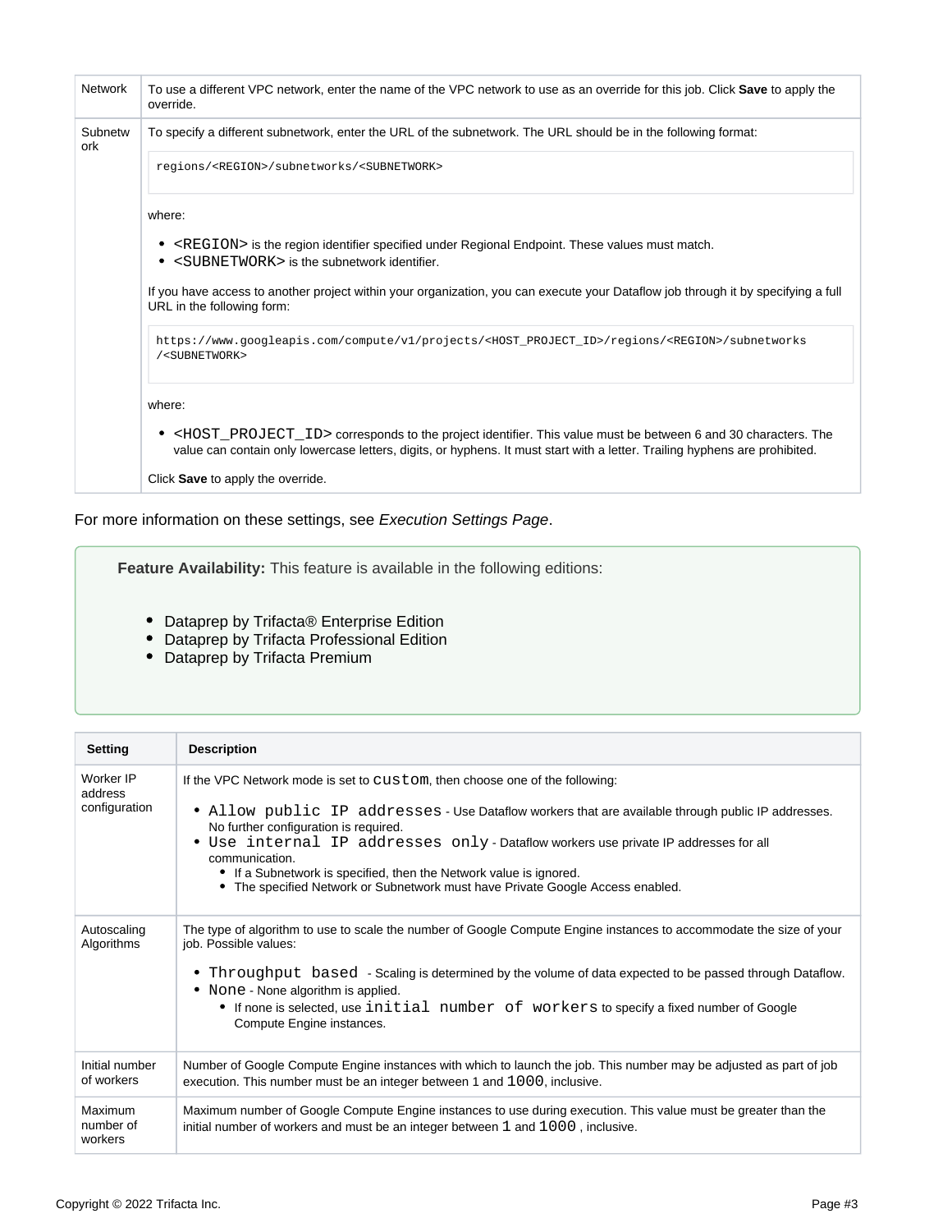| | |
|---|---|
| Network | To use a different VPC network, enter the name of the VPC network to use as an override for this job. Click **Save** to apply the override. |
| Subnetwork | To specify a different subnetwork, enter the URL of the subnetwork. The URL should be in the following format: `regions/<REGION>/subnetworks/<SUBNETWORK>` where: <br>• `<REGION>` is the region identifier specified under Regional Endpoint. These values must match.<br>• `<SUBNETWORK>` is the subnetwork identifier.<br><br>If you have access to another project within your organization, you can execute your Dataflow job through it by specifying a full URL in the following form: `https://www.googleapis.com/compute/v1/projects/<HOST_PROJECT_ID>/regions/<REGION>/subnetworks/<SUBNETWORK>` where:<br>• `<HOST_PROJECT_ID>` corresponds to the project identifier. This value must be between 6 and 30 characters. The value can contain only lowercase letters, digits, or hyphens. It must start with a letter. Trailing hyphens are prohibited.<br><br>Click **Save** to apply the override. |

For more information on these settings, see *Execution Settings Page*.

> **Feature Availability:** This feature is available in the following editions:
>
> - Dataprep by Trifacta® Enterprise Edition
> - Dataprep by Trifacta Professional Edition
> - Dataprep by Trifacta Premium

| Setting | Description |
|---|---|
| Worker IP address configuration | If the VPC Network mode is set to `custom`, then choose one of the following:<br>• `Allow public IP addresses` - Use Dataflow workers that are available through public IP addresses. No further configuration is required.<br>• `Use internal IP addresses only` - Dataflow workers use private IP addresses for all communication.<br>&nbsp;&nbsp;◦ If a Subnetwork is specified, then the Network value is ignored.<br>&nbsp;&nbsp;◦ The specified Network or Subnetwork must have Private Google Access enabled. |
| Autoscaling Algorithms | The type of algorithm to use to scale the number of Google Compute Engine instances to accommodate the size of your job. Possible values:<br>• `Throughput based` - Scaling is determined by the volume of data expected to be passed through Dataflow.<br>• `None` - None algorithm is applied.<br>&nbsp;&nbsp;◦ If none is selected, use `initial number of workers` to specify a fixed number of Google Compute Engine instances. |
| Initial number of workers | Number of Google Compute Engine instances with which to launch the job. This number may be adjusted as part of job execution. This number must be an integer between 1 and `1000`, inclusive. |
| Maximum number of workers | Maximum number of Google Compute Engine instances to use during execution. This value must be greater than the initial number of workers and must be an integer between `1` and `1000` , inclusive. |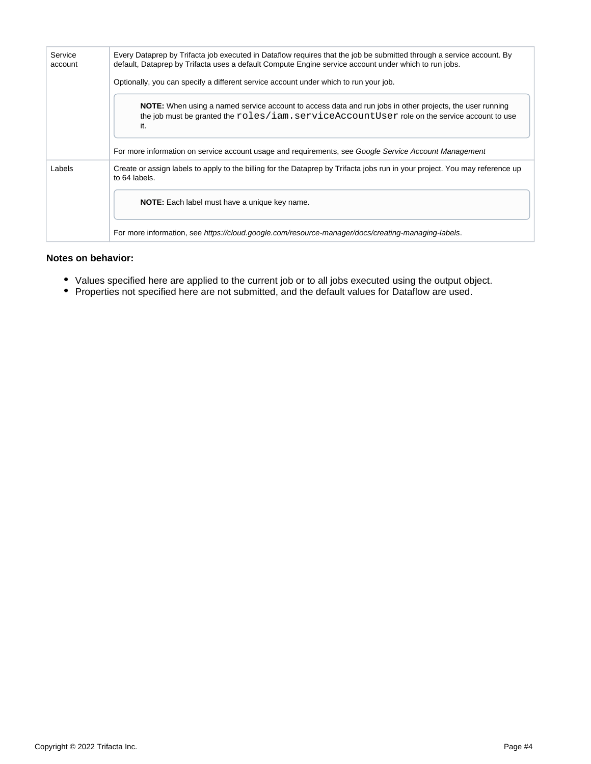| | |
|---|---|
| Service account | Every Dataprep by Trifacta job executed in Dataflow requires that the job be submitted through a service account. By default, Dataprep by Trifacta uses a default Compute Engine service account under which to run jobs.<br><br>Optionally, you can specify a different service account under which to run your job.<br><br>**NOTE:** When using a named service account to access data and run jobs in other projects, the user running the job must be granted the `roles/iam.serviceAccountUser` role on the service account to use it.<br><br>For more information on service account usage and requirements, see *Google Service Account Management* |
| Labels | Create or assign labels to apply to the billing for the Dataprep by Trifacta jobs run in your project. You may reference up to 64 labels.<br><br>**NOTE:** Each label must have a unique key name.<br><br>For more information, see *https://cloud.google.com/resource-manager/docs/creating-managing-labels*. |

**Notes on behavior:**

- Values specified here are applied to the current job or to all jobs executed using the output object.
- Properties not specified here are not submitted, and the default values for Dataflow are used.